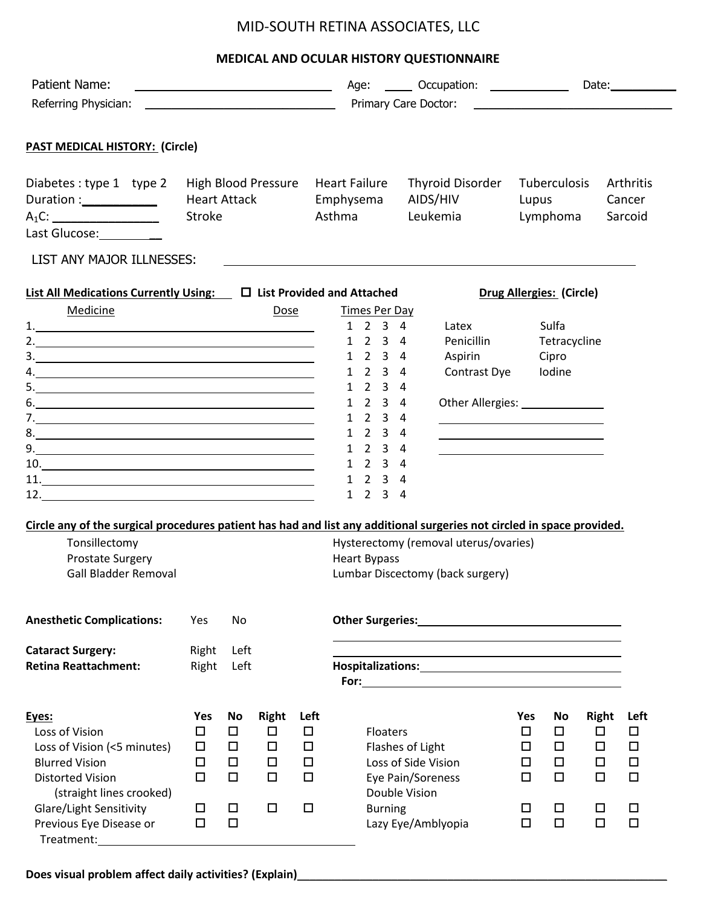# MID-SOUTH RETINA ASSOCIATES, LLC

## MEDICAL AND OCULAR HISTORY QUESTIONNAIRE

Patient Name: ______________________ Age: ____ Occupation: ____________ Date: __________

Referring Physician: ______________________ Primary Care Doctor: ______________________

**PAST MEDICAL HISTORY: (Circle)**

| | | | | | |
|---|---|---|---|---|---|
| Diabetes : type 1 type 2 | High Blood Pressure | Heart Failure | Thyroid Disorder | Tuberculosis | Arthritis |
| Duration : __________ | Heart Attack | Emphysema | AIDS/HIV | Lupus | Cancer |
| $A_1C$: __________ | Stroke | Asthma | Leukemia | Lymphoma | Sarcoid |
| Last Glucose: ________ | | | | | |

LIST ANY MAJOR ILLNESSES: ______________________________________________

**List All Medications Currently Using:** ☐ **List Provided and Attached**

| | Medicine | Dose | Times Per Day |
|---|---|---|---|
| 1. | | | 1 2 3 4 |
| 2. | | | 1 2 3 4 |
| 3. | | | 1 2 3 4 |
| 4. | | | 1 2 3 4 |
| 5. | | | 1 2 3 4 |
| 6. | | | 1 2 3 4 |
| 7. | | | 1 2 3 4 |
| 8. | | | 1 2 3 4 |
| 9. | | | 1 2 3 4 |
| 10. | | | 1 2 3 4 |
| 11. | | | 1 2 3 4 |
| 12. | | | 1 2 3 4 |

**Drug Allergies: (Circle)**

| | |
|---|---|
| Latex | Sulfa |
| Penicillin | Tetracycline |
| Aspirin | Cipro |
| Contrast Dye | Iodine |

Other Allergies: ____________

____________

____________

____________

**Circle any of the surgical procedures patient has had and list any additional surgeries not circled in space provided.**

| | |
|---|---|
| Tonsillectomy | Hysterectomy (removal uterus/ovaries) |
| Prostate Surgery | Heart Bypass |
| Gall Bladder Removal | Lumbar Discectomy (back surgery) |

**Anesthetic Complications:** Yes No

**Other Surgeries:** ______________________

______________________

______________________

**Cataract Surgery:** Right Left

**Retina Reattachment:** Right Left

**Hospitalizations:** ______________________

**For:** ______________________

| **Eyes:** | **Yes** | **No** | **Right** | **Left** | | **Yes** | **No** | **Right** | **Left** |
|---|---|---|---|---|---|---|---|---|---|
| Loss of Vision | ☐ | ☐ | ☐ | ☐ | Floaters | ☐ | ☐ | ☐ | ☐ |
| Loss of Vision (<5 minutes) | ☐ | ☐ | ☐ | ☐ | Flashes of Light | ☐ | ☐ | ☐ | ☐ |
| Blurred Vision | ☐ | ☐ | ☐ | ☐ | Loss of Side Vision | ☐ | ☐ | ☐ | ☐ |
| Distorted Vision (straight lines crooked) | ☐ | ☐ | ☐ | ☐ | Eye Pain/Soreness | ☐ | ☐ | ☐ | ☐ |
| | | | | | Double Vision | | | | |
| Glare/Light Sensitivity | ☐ | ☐ | ☐ | ☐ | Burning | ☐ | ☐ | ☐ | ☐ |
| Previous Eye Disease or Treatment: ______________ | ☐ | ☐ | | | Lazy Eye/Amblyopia | ☐ | ☐ | ☐ | ☐ |

**Does visual problem affect daily activities? (Explain)**______________________________________________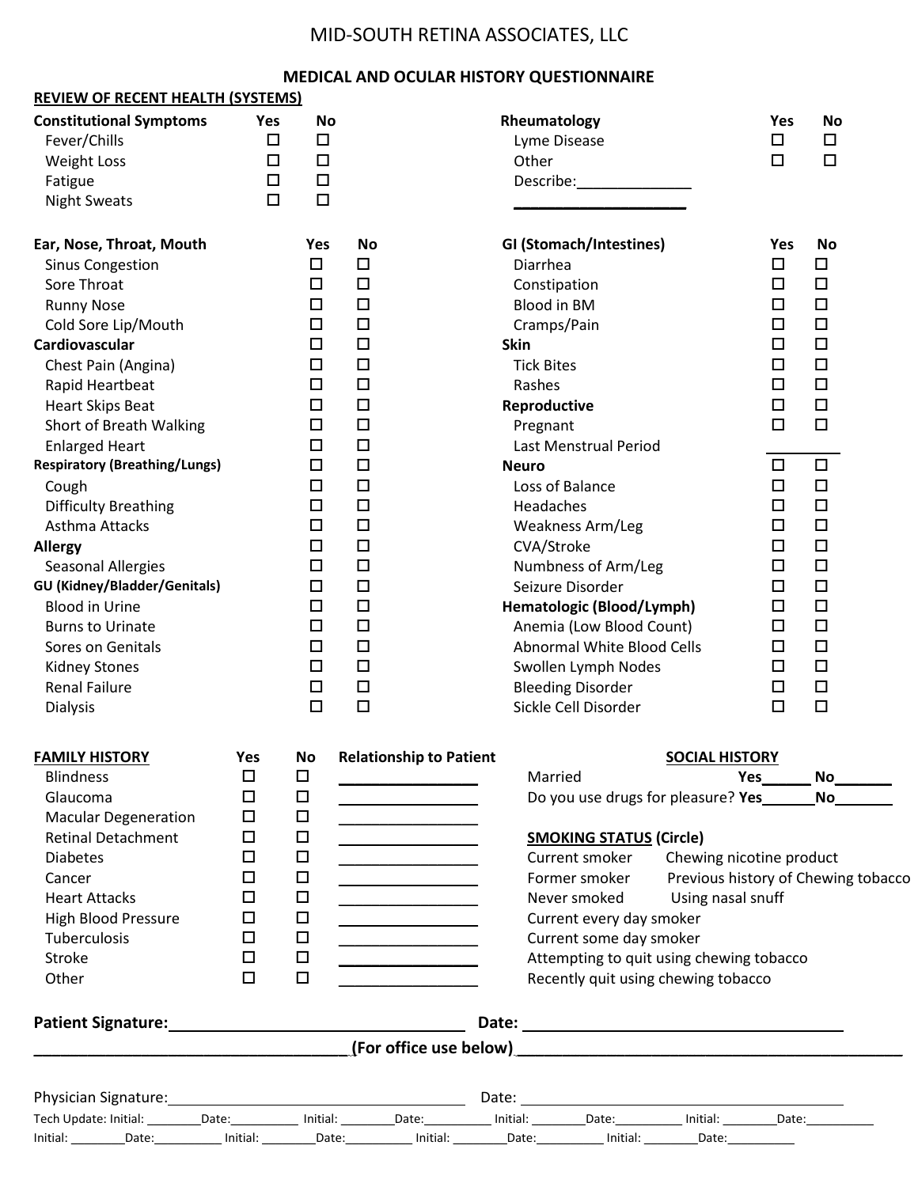# MID-SOUTH RETINA ASSOCIATES, LLC

## MEDICAL AND OCULAR HISTORY QUESTIONNAIRE

### REVIEW OF RECENT HEALTH (SYSTEMS)

| Constitutional Symptoms | Yes | No |
|---|---|---|
| Fever/Chills | ☐ | ☐ |
| Weight Loss | ☐ | ☐ |
| Fatigue | ☐ | ☐ |
| Night Sweats | ☐ | ☐ |

| Rheumatology | Yes | No |
|---|---|---|
| Lyme Disease | ☐ | ☐ |
| Other | ☐ | ☐ |
| Describe:______________ | | |
| ______________________ | | |

| Ear, Nose, Throat, Mouth | Yes | No |
|---|---|---|
| Sinus Congestion | ☐ | ☐ |
| Sore Throat | ☐ | ☐ |
| Runny Nose | ☐ | ☐ |
| Cold Sore Lip/Mouth | ☐ | ☐ |
| **Cardiovascular** | ☐ | ☐ |
| Chest Pain (Angina) | ☐ | ☐ |
| Rapid Heartbeat | ☐ | ☐ |
| Heart Skips Beat | ☐ | ☐ |
| Short of Breath Walking | ☐ | ☐ |
| Enlarged Heart | ☐ | ☐ |
| **Respiratory (Breathing/Lungs)** | ☐ | ☐ |
| Cough | ☐ | ☐ |
| Difficulty Breathing | ☐ | ☐ |
| Asthma Attacks | ☐ | ☐ |
| **Allergy** | ☐ | ☐ |
| Seasonal Allergies | ☐ | ☐ |
| **GU (Kidney/Bladder/Genitals)** | ☐ | ☐ |
| Blood in Urine | ☐ | ☐ |
| Burns to Urinate | ☐ | ☐ |
| Sores on Genitals | ☐ | ☐ |
| Kidney Stones | ☐ | ☐ |
| Renal Failure | ☐ | ☐ |
| Dialysis | ☐ | ☐ |

| GI (Stomach/Intestines) | Yes | No |
|---|---|---|
| Diarrhea | ☐ | ☐ |
| Constipation | ☐ | ☐ |
| Blood in BM | ☐ | ☐ |
| Cramps/Pain | ☐ | ☐ |
| **Skin** | ☐ | ☐ |
| Tick Bites | ☐ | ☐ |
| Rashes | ☐ | ☐ |
| **Reproductive** | ☐ | ☐ |
| Pregnant | ☐ | ☐ |
| Last Menstrual Period | _________ | |
| **Neuro** | ☐ | ☐ |
| Loss of Balance | ☐ | ☐ |
| Headaches | ☐ | ☐ |
| Weakness Arm/Leg | ☐ | ☐ |
| CVA/Stroke | ☐ | ☐ |
| Numbness of Arm/Leg | ☐ | ☐ |
| Seizure Disorder | ☐ | ☐ |
| **Hematologic (Blood/Lymph)** | ☐ | ☐ |
| Anemia (Low Blood Count) | ☐ | ☐ |
| Abnormal White Blood Cells | ☐ | ☐ |
| Swollen Lymph Nodes | ☐ | ☐ |
| Bleeding Disorder | ☐ | ☐ |
| Sickle Cell Disorder | ☐ | ☐ |

### FAMILY HISTORY

| | Yes | No | Relationship to Patient |
|---|---|---|---|
| Blindness | ☐ | ☐ | ________________ |
| Glaucoma | ☐ | ☐ | ________________ |
| Macular Degeneration | ☐ | ☐ | ________________ |
| Retinal Detachment | ☐ | ☐ | ________________ |
| Diabetes | ☐ | ☐ | ________________ |
| Cancer | ☐ | ☐ | ________________ |
| Heart Attacks | ☐ | ☐ | ________________ |
| High Blood Pressure | ☐ | ☐ | ________________ |
| Tuberculosis | ☐ | ☐ | ________________ |
| Stroke | ☐ | ☐ | ________________ |
| Other | ☐ | ☐ | ________________ |

### SOCIAL HISTORY

Married **Yes**______ **No**_______

Do you use drugs for pleasure? **Yes**______**No**_______

**SMOKING STATUS (Circle)**

- Current smoker
- Chewing nicotine product
- Former smoker
- Previous history of Chewing tobacco
- Never smoked
- Using nasal snuff
- Current every day smoker
- Current some day smoker
- Attempting to quit using chewing tobacco
- Recently quit using chewing tobacco

**Patient Signature:**_________________________________ **Date:** _____________________________________

___________________________________**(For office use below)**___________________________________________

Physician Signature:___________________________________ Date: _______________________________________

Tech Update: Initial: ________Date:__________ Initial: ________Date:__________ Initial: ________Date:__________ Initial: ________Date:__________

Initial: ________Date:__________ Initial: ________Date:__________ Initial: ________Date:__________ Initial: ________Date:__________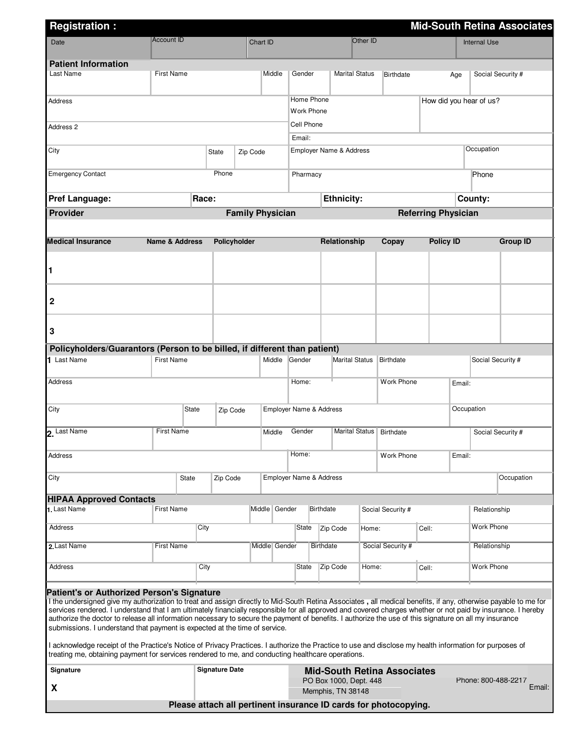## Registration : Mid-South Retina Associates

| Date | Account ID | Chart ID | Other ID | Internal Use |
|---|---|---|---|---|
| | | | | |

### Patient Information

| Last Name | First Name | Middle | Gender | Marital Status | Birthdate | Age | Social Security # |
|---|---|---|---|---|---|---|---|
| | | | | | | | |

| | | |
|---|---|---|
| Address | Home Phone<br>Work Phone | How did you hear of us? |
| Address 2 | Cell Phone<br>Email: | |

| City | State | Zip Code | Employer Name & Address | Occupation |
|---|---|---|---|---|
| | | | | |

| Emergency Contact | Phone | Pharmacy | Phone |
|---|---|---|---|
| | | | |

| Pref Language: | Race: | Ethnicity: | County: |
|---|---|---|---|
| | | | |

| Provider | Family Physician | Referring Physician |
|---|---|---|
| | | |

| Medical Insurance Name & Address | Policyholder | Relationship | Copay | Policy ID | Group ID |
|---|---|---|---|---|---|
| 1 | | | | | |
| 2 | | | | | |
| 3 | | | | | |

### Policyholders/Guarantors (Person to be billed, if different than patient)

| | Last Name | First Name | Middle | Gender | Marital Status | Birthdate | Social Security # |
|---|---|---|---|---|---|---|---|
| 1 | | | | | | | |

| Address | Home: | Work Phone | Email: |
|---|---|---|---|
| | | | |

| City | State | Zip Code | Employer Name & Address | Occupation |
|---|---|---|---|---|
| | | | | |

| | Last Name | First Name | Middle | Gender | Marital Status | Birthdate | Social Security # |
|---|---|---|---|---|---|---|---|
| 2 | | | | | | | |

| Address | Home: | Work Phone | Email: |
|---|---|---|---|
| | | | |

| City | State | Zip Code | Employer Name & Address | Occupation |
|---|---|---|---|---|
| | | | | |

### HIPAA Approved Contacts

| | Last Name | First Name | Middle | Gender | Birthdate | Social Security # | Relationship |
|---|---|---|---|---|---|---|---|
| 1 | | | | | | | |

| Address | City | State | Zip Code | Home: | Cell: | Work Phone |
|---|---|---|---|---|---|---|
| | | | | | | |

| | Last Name | First Name | Middle | Gender | Birthdate | Social Security # | Relationship |
|---|---|---|---|---|---|---|---|
| 2 | | | | | | | |

| Address | City | State | Zip Code | Home: | Cell: | Work Phone |
|---|---|---|---|---|---|---|
| | | | | | | |

### Patient's or Authorized Person's Signature

I the undersigned give my authorization to treat and assign directly to Mid-South Retina Associates , all medical benefits, if any, otherwise payable to me for services rendered. I understand that I am ultimately financially responsible for all approved and covered charges whether or not paid by insurance. I hereby authorize the doctor to release all information necessary to secure the payment of benefits. I authorize the use of this signature on all my insurance submissions. I understand that payment is expected at the time of service.

I acknowledge receipt of the Practice's Notice of Privacy Practices. I authorize the Practice to use and disclose my health information for purposes of treating me, obtaining payment for services rendered to me, and conducting healthcare operations.

| Signature | Signature Date | |
|---|---|---|
| X | | **Mid-South Retina Associates**<br>PO Box 1000, Dept. 448<br>Memphis, TN 38148<br>Phone: 800-488-2217<br>Email: |

**Please attach all pertinent insurance ID cards for photocopying.**